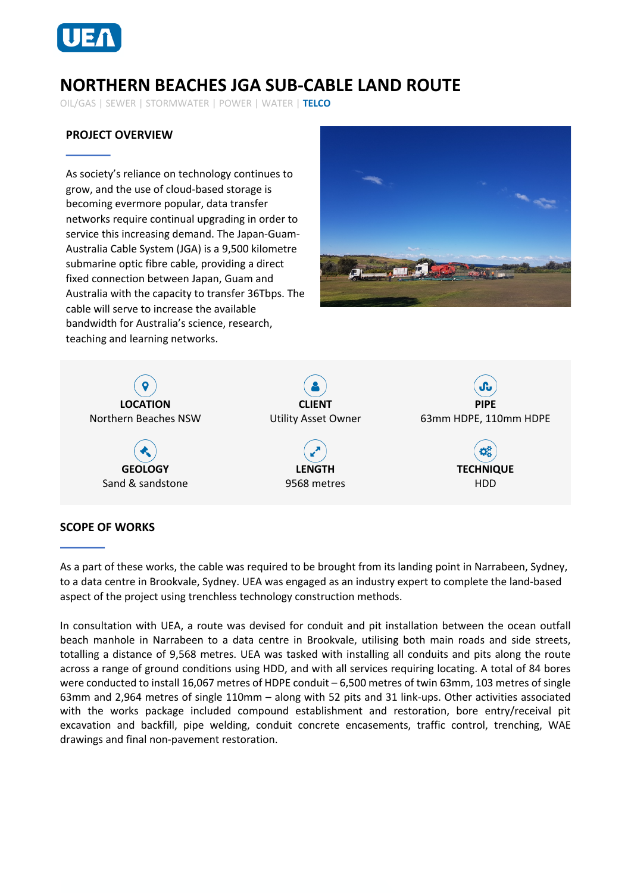# NORTHERN BEACHES JGA SUB-CABLE LAND ROUTE

OIL/GAS | SEWER | STORMWATER | POWER | WATER | **TELCO**

## PROJECT OVERVIEW

As society's reliance on technology continues to grow, and the use of cloud-based storage is becoming evermore popular, data transfer networks require continual upgrading in order to service this increasing demand. The Japan-Guam-Australia Cable System (JGA) is a 9,500 kilometre submarine optic fibre cable, providing a direct fixed connection between Japan, Guam and Australia with the capacity to transfer 36Tbps. The cable will serve to increase the available bandwidth for Australia's science, research, teaching and learning networks.

| LOCATION | CLIENT | PIPE |
|---|---|---|
| Northern Beaches NSW | Utility Asset Owner | 63mm HDPE, 110mm HDPE |
| **GEOLOGY** | **LENGTH** | **TECHNIQUE** |
| Sand & sandstone | 9568 metres | HDD |

## SCOPE OF WORKS

As a part of these works, the cable was required to be brought from its landing point in Narrabeen, Sydney, to a data centre in Brookvale, Sydney. UEA was engaged as an industry expert to complete the land-based aspect of the project using trenchless technology construction methods.

In consultation with UEA, a route was devised for conduit and pit installation between the ocean outfall beach manhole in Narrabeen to a data centre in Brookvale, utilising both main roads and side streets, totalling a distance of 9,568 metres. UEA was tasked with installing all conduits and pits along the route across a range of ground conditions using HDD, and with all services requiring locating. A total of 84 bores were conducted to install 16,067 metres of HDPE conduit – 6,500 metres of twin 63mm, 103 metres of single 63mm and 2,964 metres of single 110mm – along with 52 pits and 31 link-ups. Other activities associated with the works package included compound establishment and restoration, bore entry/receival pit excavation and backfill, pipe welding, conduit concrete encasements, traffic control, trenching, WAE drawings and final non-pavement restoration.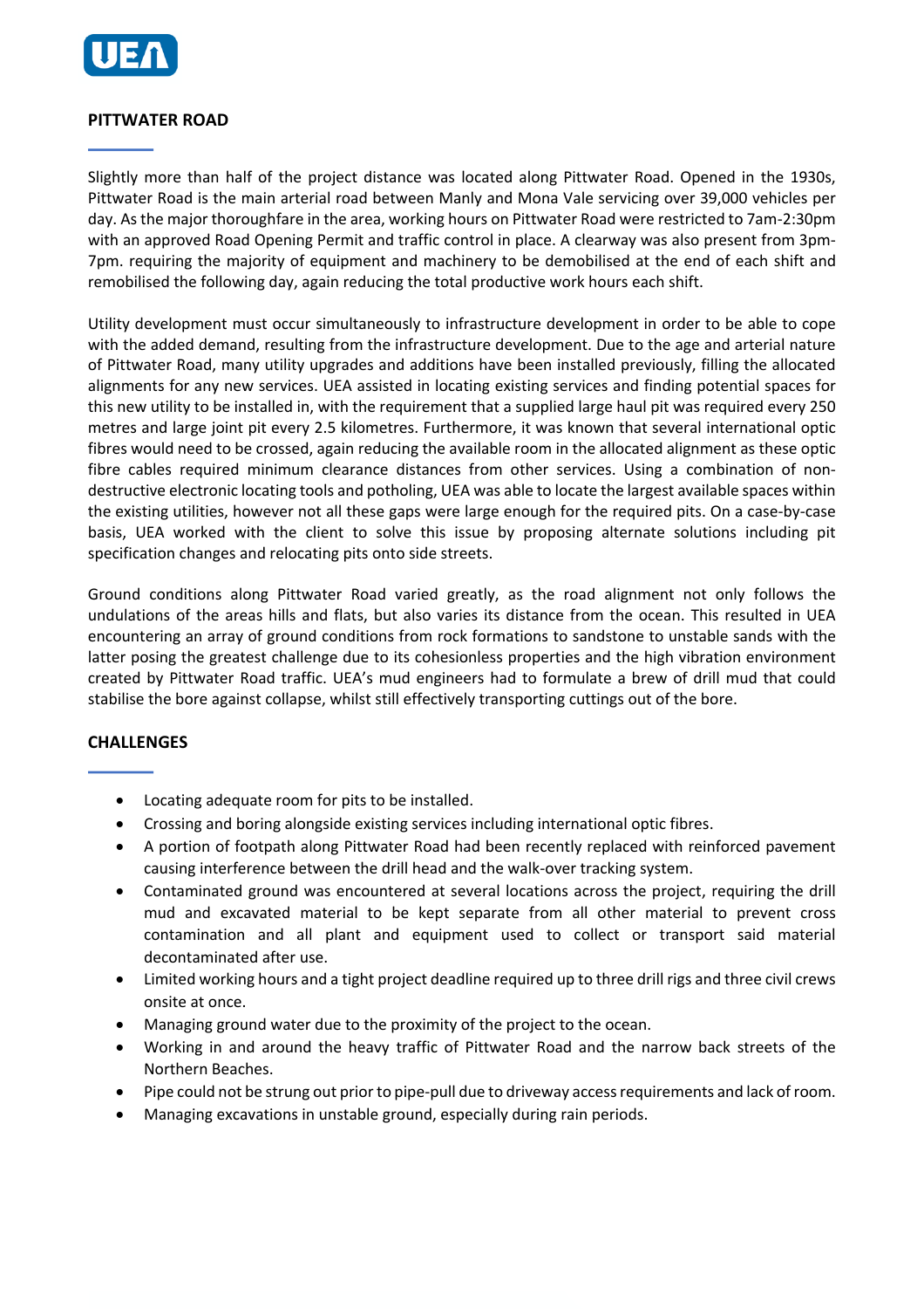## PITTWATER ROAD

Slightly more than half of the project distance was located along Pittwater Road. Opened in the 1930s, Pittwater Road is the main arterial road between Manly and Mona Vale servicing over 39,000 vehicles per day. As the major thoroughfare in the area, working hours on Pittwater Road were restricted to 7am-2:30pm with an approved Road Opening Permit and traffic control in place. A clearway was also present from 3pm-7pm. requiring the majority of equipment and machinery to be demobilised at the end of each shift and remobilised the following day, again reducing the total productive work hours each shift.

Utility development must occur simultaneously to infrastructure development in order to be able to cope with the added demand, resulting from the infrastructure development. Due to the age and arterial nature of Pittwater Road, many utility upgrades and additions have been installed previously, filling the allocated alignments for any new services. UEA assisted in locating existing services and finding potential spaces for this new utility to be installed in, with the requirement that a supplied large haul pit was required every 250 metres and large joint pit every 2.5 kilometres. Furthermore, it was known that several international optic fibres would need to be crossed, again reducing the available room in the allocated alignment as these optic fibre cables required minimum clearance distances from other services. Using a combination of non-destructive electronic locating tools and potholing, UEA was able to locate the largest available spaces within the existing utilities, however not all these gaps were large enough for the required pits. On a case-by-case basis, UEA worked with the client to solve this issue by proposing alternate solutions including pit specification changes and relocating pits onto side streets.

Ground conditions along Pittwater Road varied greatly, as the road alignment not only follows the undulations of the areas hills and flats, but also varies its distance from the ocean. This resulted in UEA encountering an array of ground conditions from rock formations to sandstone to unstable sands with the latter posing the greatest challenge due to its cohesionless properties and the high vibration environment created by Pittwater Road traffic. UEA's mud engineers had to formulate a brew of drill mud that could stabilise the bore against collapse, whilst still effectively transporting cuttings out of the bore.

## CHALLENGES

- Locating adequate room for pits to be installed.
- Crossing and boring alongside existing services including international optic fibres.
- A portion of footpath along Pittwater Road had been recently replaced with reinforced pavement causing interference between the drill head and the walk-over tracking system.
- Contaminated ground was encountered at several locations across the project, requiring the drill mud and excavated material to be kept separate from all other material to prevent cross contamination and all plant and equipment used to collect or transport said material decontaminated after use.
- Limited working hours and a tight project deadline required up to three drill rigs and three civil crews onsite at once.
- Managing ground water due to the proximity of the project to the ocean.
- Working in and around the heavy traffic of Pittwater Road and the narrow back streets of the Northern Beaches.
- Pipe could not be strung out prior to pipe-pull due to driveway access requirements and lack of room.
- Managing excavations in unstable ground, especially during rain periods.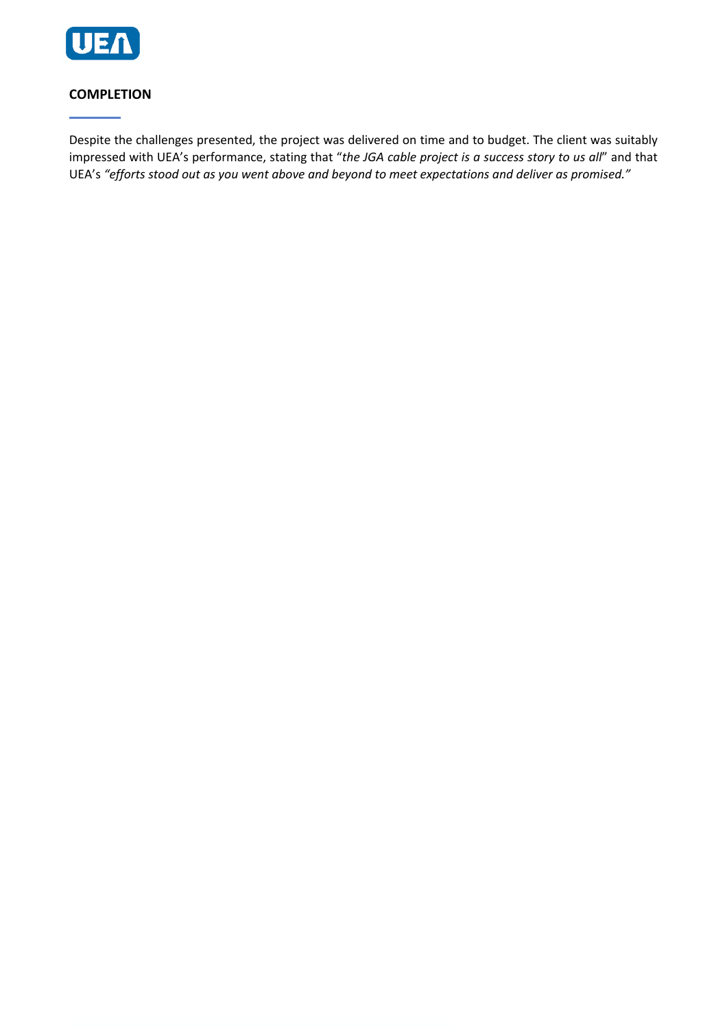## COMPLETION

Despite the challenges presented, the project was delivered on time and to budget. The client was suitably impressed with UEA's performance, stating that "*the JGA cable project is a success story to us all*" and that UEA's *"efforts stood out as you went above and beyond to meet expectations and deliver as promised."*